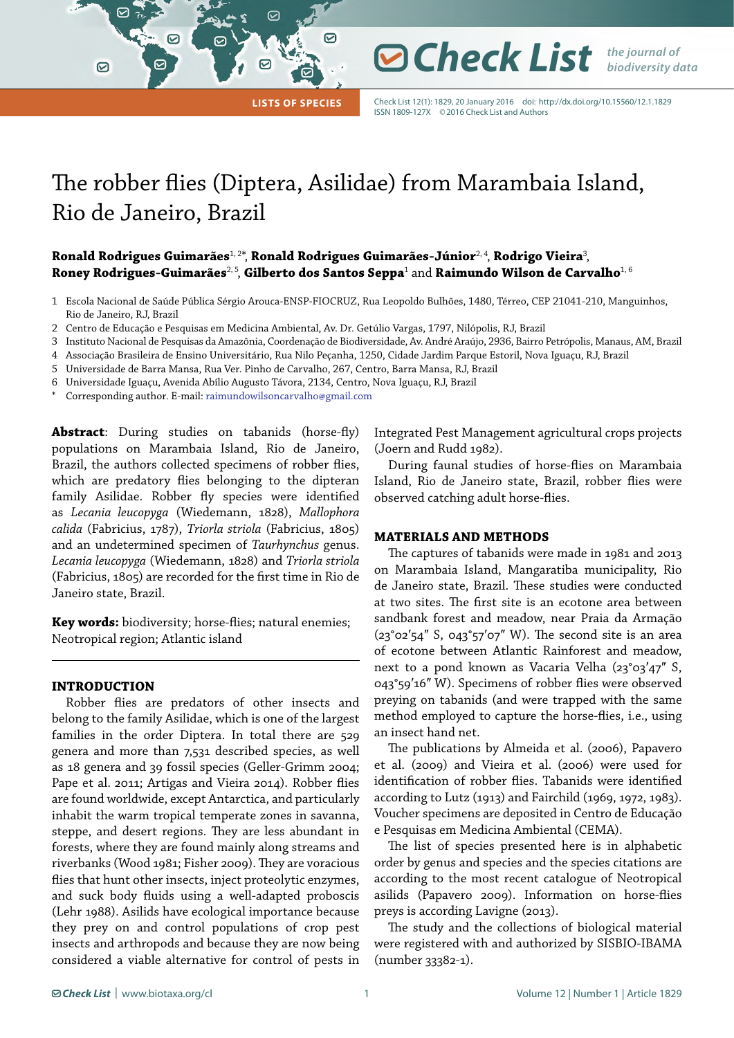LISTS OF SPECIES

Check List 12(1): 1829, 20 January 2016 doi: http://dx.doi.org/10.15560/12.1.1829
ISSN 1809-127X © 2016 Check List and Authors

# The robber flies (Diptera, Asilidae) from Marambaia Island, Rio de Janeiro, Brazil

**Ronald Rodrigues Guimarães**[1, 2*], **Ronald Rodrigues Guimarães-Júnior**[2, 4], **Rodrigo Vieira**[3], **Roney Rodrigues-Guimarães**[2, 5], **Gilberto dos Santos Seppa**[1] and **Raimundo Wilson de Carvalho**[1, 6]

1 Escola Nacional de Saúde Pública Sérgio Arouca-ENSP-FIOCRUZ, Rua Leopoldo Bulhões, 1480, Térreo, CEP 21041-210, Manguinhos, Rio de Janeiro, RJ, Brazil

2 Centro de Educação e Pesquisas em Medicina Ambiental, Av. Dr. Getúlio Vargas, 1797, Nilópolis, RJ, Brazil

3 Instituto Nacional de Pesquisas da Amazônia, Coordenação de Biodiversidade, Av. André Araújo, 2936, Bairro Petrópolis, Manaus, AM, Brazil

4 Associação Brasileira de Ensino Universitário, Rua Nilo Peçanha, 1250, Cidade Jardim Parque Estoril, Nova Iguaçu, RJ, Brazil

5 Universidade de Barra Mansa, Rua Ver. Pinho de Carvalho, 267, Centro, Barra Mansa, RJ, Brazil

6 Universidade Iguaçu, Avenida Abílio Augusto Távora, 2134, Centro, Nova Iguaçu, RJ, Brazil

\* Corresponding author. E-mail: raimundowilsoncarvalho@gmail.com

**Abstract**: During studies on tabanids (horse-fly) populations on Marambaia Island, Rio de Janeiro, Brazil, the authors collected specimens of robber flies, which are predatory flies belonging to the dipteran family Asilidae. Robber fly species were identified as *Lecania leucopyga* (Wiedemann, 1828), *Mallophora calida* (Fabricius, 1787), *Triorla striola* (Fabricius, 1805) and an undetermined specimen of *Taurhynchus* genus. *Lecania leucopyga* (Wiedemann, 1828) and *Triorla striola* (Fabricius, 1805) are recorded for the first time in Rio de Janeiro state, Brazil.

**Key words:** biodiversity; horse-flies; natural enemies; Neotropical region; Atlantic island

## INTRODUCTION

Robber flies are predators of other insects and belong to the family Asilidae, which is one of the largest families in the order Diptera. In total there are 529 genera and more than 7,531 described species, as well as 18 genera and 39 fossil species (Geller-Grimm 2004; Pape et al. 2011; Artigas and Vieira 2014). Robber flies are found worldwide, except Antarctica, and particularly inhabit the warm tropical temperate zones in savanna, steppe, and desert regions. They are less abundant in forests, where they are found mainly along streams and riverbanks (Wood 1981; Fisher 2009). They are voracious flies that hunt other insects, inject proteolytic enzymes, and suck body fluids using a well-adapted proboscis (Lehr 1988). Asilids have ecological importance because they prey on and control populations of crop pest insects and arthropods and because they are now being considered a viable alternative for control of pests in Integrated Pest Management agricultural crops projects (Joern and Rudd 1982).

During faunal studies of horse-flies on Marambaia Island, Rio de Janeiro state, Brazil, robber flies were observed catching adult horse-flies.

## MATERIALS AND METHODS

The captures of tabanids were made in 1981 and 2013 on Marambaia Island, Mangaratiba municipality, Rio de Janeiro state, Brazil. These studies were conducted at two sites. The first site is an ecotone area between sandbank forest and meadow, near Praia da Armação (23°02′54″ S, 043°57′07″ W). The second site is an area of ecotone between Atlantic Rainforest and meadow, next to a pond known as Vacaria Velha (23°03′47″ S, 043°59′16″ W). Specimens of robber flies were observed preying on tabanids (and were trapped with the same method employed to capture the horse-flies, i.e., using an insect hand net.

The publications by Almeida et al. (2006), Papavero et al. (2009) and Vieira et al. (2006) were used for identification of robber flies. Tabanids were identified according to Lutz (1913) and Fairchild (1969, 1972, 1983). Voucher specimens are deposited in Centro de Educação e Pesquisas em Medicina Ambiental (CEMA).

The list of species presented here is in alphabetic order by genus and species and the species citations are according to the most recent catalogue of Neotropical asilids (Papavero 2009). Information on horse-flies preys is according Lavigne (2013).

The study and the collections of biological material were registered with and authorized by SISBIO-IBAMA (number 33382-1).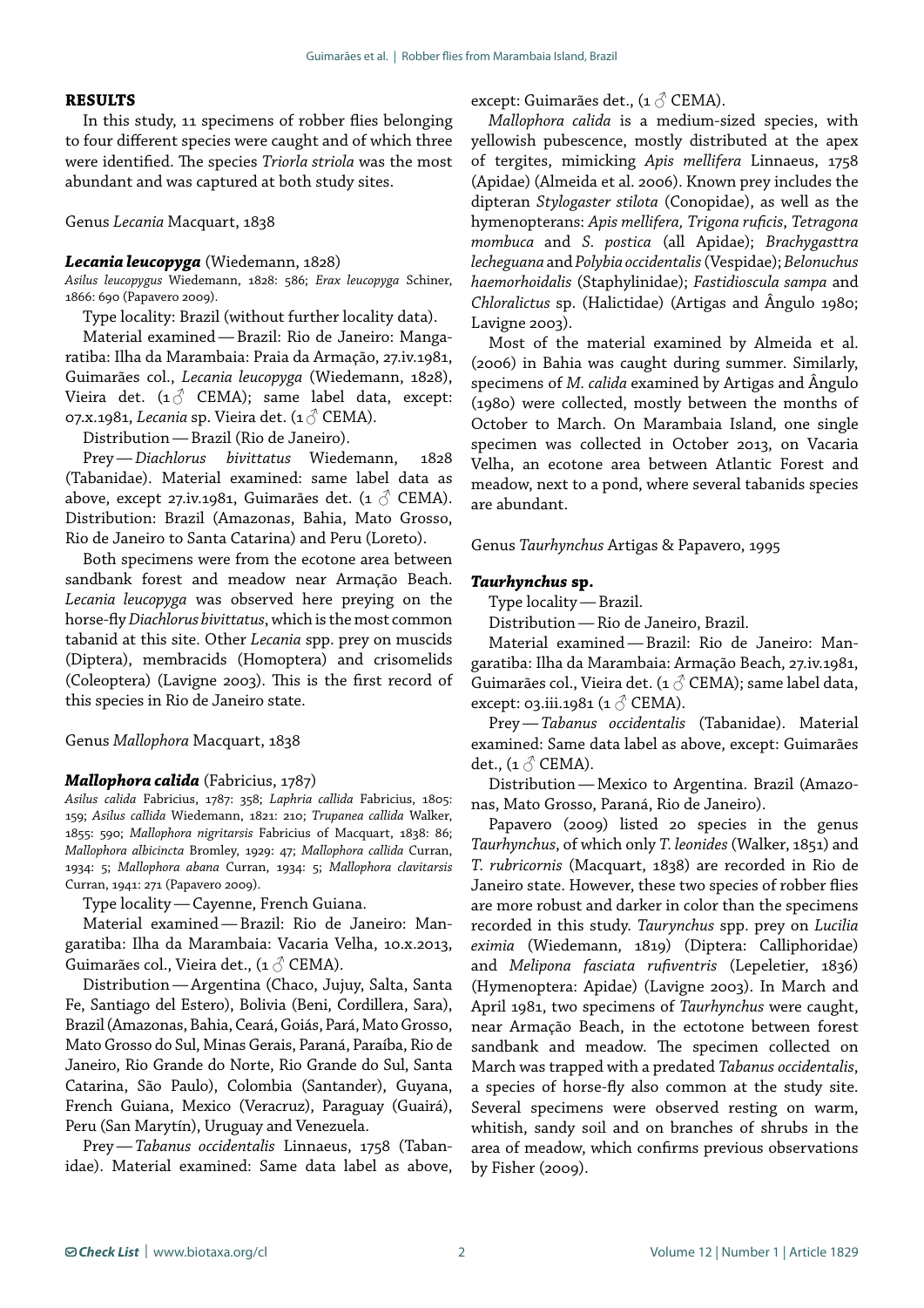## RESULTS

In this study, 11 specimens of robber flies belonging to four different species were caught and of which three were identified. The species *Triorla striola* was the most abundant and was captured at both study sites.

Genus *Lecania* Macquart, 1838

### *Lecania leucopyga* (Wiedemann, 1828)

*Asilus leucopygus* Wiedemann, 1828: 586; *Erax leucopyga* Schiner, 1866: 690 (Papavero 2009).

Type locality: Brazil (without further locality data).

Material examined — Brazil: Rio de Janeiro: Mangaratiba: Ilha da Marambaia: Praia da Armação, 27.iv.1981, Guimarães col., *Lecania leucopyga* (Wiedemann, 1828), Vieira det. (1♂ CEMA); same label data, except: 07.x.1981, *Lecania* sp. Vieira det. (1♂ CEMA).

Distribution — Brazil (Rio de Janeiro).

Prey — *Diachlorus bivittatus* Wiedemann, 1828 (Tabanidae). Material examined: same label data as above, except 27.iv.1981, Guimarães det. (1 ♂ CEMA). Distribution: Brazil (Amazonas, Bahia, Mato Grosso, Rio de Janeiro to Santa Catarina) and Peru (Loreto).

Both specimens were from the ecotone area between sandbank forest and meadow near Armação Beach. *Lecania leucopyga* was observed here preying on the horse-fly *Diachlorus bivittatus*, which is the most common tabanid at this site. Other *Lecania* spp. prey on muscids (Diptera), membracids (Homoptera) and crisomelids (Coleoptera) (Lavigne 2003). This is the first record of this species in Rio de Janeiro state.

Genus *Mallophora* Macquart, 1838

### *Mallophora calida* (Fabricius, 1787)

*Asilus calida* Fabricius, 1787: 358; *Laphria callida* Fabricius, 1805: 159; *Asilus callida* Wiedemann, 1821: 210; *Trupanea callida* Walker, 1855: 590; *Mallophora nigritarsis* Fabricius of Macquart, 1838: 86; *Mallophora albicincta* Bromley, 1929: 47; *Mallophora callida* Curran, 1934: 5; *Mallophora abana* Curran, 1934: 5; *Mallophora clavitarsis* Curran, 1941: 271 (Papavero 2009).

Type locality — Cayenne, French Guiana.

Material examined — Brazil: Rio de Janeiro: Mangaratiba: Ilha da Marambaia: Vacaria Velha, 10.x.2013, Guimarães col., Vieira det., (1♂ CEMA).

Distribution — Argentina (Chaco, Jujuy, Salta, Santa Fe, Santiago del Estero), Bolivia (Beni, Cordillera, Sara), Brazil (Amazonas, Bahia, Ceará, Goiás, Pará, Mato Grosso, Mato Grosso do Sul, Minas Gerais, Paraná, Paraíba, Rio de Janeiro, Rio Grande do Norte, Rio Grande do Sul, Santa Catarina, São Paulo), Colombia (Santander), Guyana, French Guiana, Mexico (Veracruz), Paraguay (Guairá), Peru (San Marytín), Uruguay and Venezuela.

Prey — *Tabanus occidentalis* Linnaeus, 1758 (Tabanidae). Material examined: Same data label as above, except: Guimarães det., (1♂ CEMA).

*Mallophora calida* is a medium-sized species, with yellowish pubescence, mostly distributed at the apex of tergites, mimicking *Apis mellifera* Linnaeus, 1758 (Apidae) (Almeida et al. 2006). Known prey includes the dipteran *Stylogaster stilota* (Conopidae), as well as the hymenopterans: *Apis mellifera, Trigona ruficis*, *Tetragona mombuca* and *S. postica* (all Apidae); *Brachygasttra lecheguana* and *Polybia occidentalis* (Vespidae); *Belonuchus haemorhoidalis* (Staphylinidae); *Fastidioscula sampa* and *Chloralictus* sp. (Halictidae) (Artigas and Ângulo 1980; Lavigne 2003).

Most of the material examined by Almeida et al. (2006) in Bahia was caught during summer. Similarly, specimens of *M. calida* examined by Artigas and Ângulo (1980) were collected, mostly between the months of October to March. On Marambaia Island, one single specimen was collected in October 2013, on Vacaria Velha, an ecotone area between Atlantic Forest and meadow, next to a pond, where several tabanids species are abundant.

Genus *Taurhynchus* Artigas & Papavero, 1995

### *Taurhynchus* sp.

Type locality — Brazil.

Distribution — Rio de Janeiro, Brazil.

Material examined — Brazil: Rio de Janeiro: Mangaratiba: Ilha da Marambaia: Armação Beach, 27.iv.1981, Guimarães col., Vieira det. (1♂ CEMA); same label data, except: 03.iii.1981 (1♂ CEMA).

Prey — *Tabanus occidentalis* (Tabanidae). Material examined: Same data label as above, except: Guimarães det., (1♂ CEMA).

Distribution — Mexico to Argentina. Brazil (Amazonas, Mato Grosso, Paraná, Rio de Janeiro).

Papavero (2009) listed 20 species in the genus *Taurhynchus*, of which only *T. leonides* (Walker, 1851) and *T. rubricornis* (Macquart, 1838) are recorded in Rio de Janeiro state. However, these two species of robber flies are more robust and darker in color than the specimens recorded in this study. *Taurynchus* spp. prey on *Lucilia eximia* (Wiedemann, 1819) (Diptera: Calliphoridae) and *Melipona fasciata rufiventris* (Lepeletier, 1836) (Hymenoptera: Apidae) (Lavigne 2003). In March and April 1981, two specimens of *Taurhynchus* were caught, near Armação Beach, in the ectotone between forest sandbank and meadow. The specimen collected on March was trapped with a predated *Tabanus occidentalis*, a species of horse-fly also common at the study site. Several specimens were observed resting on warm, whitish, sandy soil and on branches of shrubs in the area of meadow, which confirms previous observations by Fisher (2009).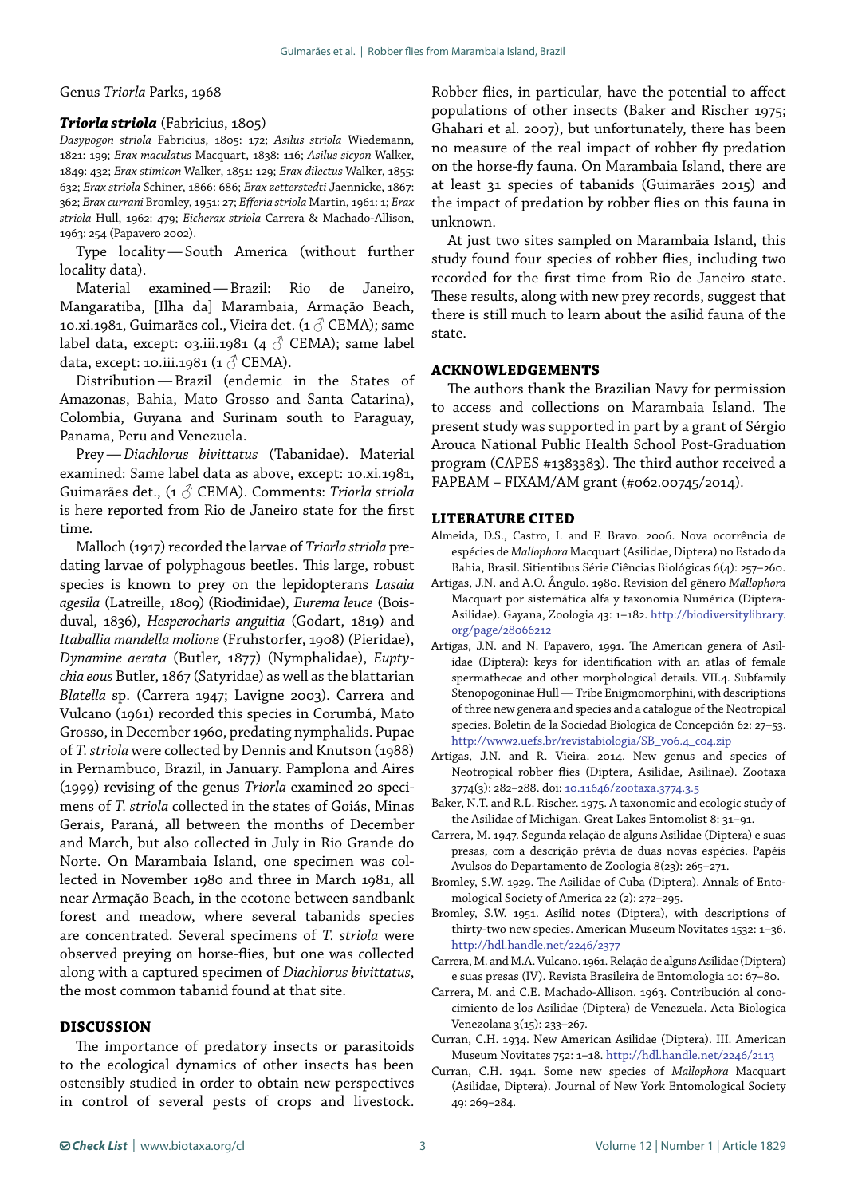Genus *Triorla* Parks, 1968

***Triorla striola*** (Fabricius, 1805)

*Dasypogon striola* Fabricius, 1805: 172; *Asilus striola* Wiedemann, 1821: 199; *Erax maculatus* Macquart, 1838: 116; *Asilus sicyon* Walker, 1849: 432; *Erax stimicon* Walker, 1851: 129; *Erax dilectus* Walker, 1855: 632; *Erax striola* Schiner, 1866: 686; *Erax zetterstedti* Jaennicke, 1867: 362; *Erax currani* Bromley, 1951: 27; *Efferia striola* Martin, 1961: 1; *Erax striola* Hull, 1962: 479; *Eicherax striola* Carrera & Machado-Allison, 1963: 254 (Papavero 2002).

Type locality — South America (without further locality data).

Material examined — Brazil: Rio de Janeiro, Mangaratiba, [Ilha da] Marambaia, Armação Beach, 10.xi.1981, Guimarães col., Vieira det. (1 ♂ CEMA); same label data, except: 03.iii.1981 (4 ♂ CEMA); same label data, except: 10.iii.1981 (1 ♂ CEMA).

Distribution — Brazil (endemic in the States of Amazonas, Bahia, Mato Grosso and Santa Catarina), Colombia, Guyana and Surinam south to Paraguay, Panama, Peru and Venezuela.

Prey — *Diachlorus bivittatus* (Tabanidae). Material examined: Same label data as above, except: 10.xi.1981, Guimarães det., (1 ♂ CEMA). Comments: *Triorla striola* is here reported from Rio de Janeiro state for the first time.

Malloch (1917) recorded the larvae of *Triorla striola* predating larvae of polyphagous beetles. This large, robust species is known to prey on the lepidopterans *Lasaia agesila* (Latreille, 1809) (Riodinidae), *Eurema leuce* (Boisduval, 1836), *Hesperocharis anguitia* (Godart, 1819) and *Itaballia mandella molione* (Fruhstorfer, 1908) (Pieridae), *Dynamine aerata* (Butler, 1877) (Nymphalidae), *Euptychia eous* Butler, 1867 (Satyridae) as well as the blattarian *Blatella* sp. (Carrera 1947; Lavigne 2003). Carrera and Vulcano (1961) recorded this species in Corumbá, Mato Grosso, in December 1960, predating nymphalids. Pupae of *T. striola* were collected by Dennis and Knutson (1988) in Pernambuco, Brazil, in January. Pamplona and Aires (1999) revising of the genus *Triorla* examined 20 specimens of *T. striola* collected in the states of Goiás, Minas Gerais, Paraná, all between the months of December and March, but also collected in July in Rio Grande do Norte. On Marambaia Island, one specimen was collected in November 1980 and three in March 1981, all near Armação Beach, in the ecotone between sandbank forest and meadow, where several tabanids species are concentrated. Several specimens of *T. striola* were observed preying on horse-flies, but one was collected along with a captured specimen of *Diachlorus bivittatus*, the most common tabanid found at that site.

## DISCUSSION

The importance of predatory insects or parasitoids to the ecological dynamics of other insects has been ostensibly studied in order to obtain new perspectives in control of several pests of crops and livestock. Robber flies, in particular, have the potential to affect populations of other insects (Baker and Rischer 1975; Ghahari et al. 2007), but unfortunately, there has been no measure of the real impact of robber fly predation on the horse-fly fauna. On Marambaia Island, there are at least 31 species of tabanids (Guimarães 2015) and the impact of predation by robber flies on this fauna in unknown.

At just two sites sampled on Marambaia Island, this study found four species of robber flies, including two recorded for the first time from Rio de Janeiro state. These results, along with new prey records, suggest that there is still much to learn about the asilid fauna of the state.

## ACKNOWLEDGEMENTS

The authors thank the Brazilian Navy for permission to access and collections on Marambaia Island. The present study was supported in part by a grant of Sérgio Arouca National Public Health School Post-Graduation program (CAPES #1383383). The third author received a FAPEAM – FIXAM/AM grant (#062.00745/2014).

## LITERATURE CITED

Almeida, D.S., Castro, I. and F. Bravo. 2006. Nova ocorrência de espécies de *Mallophora* Macquart (Asilidae, Diptera) no Estado da Bahia, Brasil. Sitientibus Série Ciências Biológicas 6(4): 257–260.

Artigas, J.N. and A.O. Ângulo. 1980. Revision del gênero *Mallophora* Macquart por sistemática alfa y taxonomia Numérica (Diptera-Asilidae). Gayana, Zoologia 43: 1–182. http://biodiversitylibrary.org/page/28066212

Artigas, J.N. and N. Papavero, 1991. The American genera of Asilidae (Diptera): keys for identification with an atlas of female spermathecae and other morphological details. VII.4. Subfamily Stenopogoninae Hull — Tribe Enigmomorphini, with descriptions of three new genera and species and a catalogue of the Neotropical species. Boletin de la Sociedad Biologica de Concepción 62: 27–53. http://www2.uefs.br/revistabiologia/SB_v06.4_c04.zip

Artigas, J.N. and R. Vieira. 2014. New genus and species of Neotropical robber flies (Diptera, Asilidae, Asilinae). Zootaxa 3774(3): 282–288. doi: 10.11646/zootaxa.3774.3.5

Baker, N.T. and R.L. Rischer. 1975. A taxonomic and ecologic study of the Asilidae of Michigan. Great Lakes Entomolist 8: 31–91.

Carrera, M. 1947. Segunda relação de alguns Asilidae (Diptera) e suas presas, com a descrição prévia de duas novas espécies. Papéis Avulsos do Departamento de Zoologia 8(23): 265–271.

Bromley, S.W. 1929. The Asilidae of Cuba (Diptera). Annals of Entomological Society of America 22 (2): 272–295.

Bromley, S.W. 1951. Asilid notes (Diptera), with descriptions of thirty-two new species. American Museum Novitates 1532: 1–36. http://hdl.handle.net/2246/2377

Carrera, M. and M.A. Vulcano. 1961. Relação de alguns Asilidae (Diptera) e suas presas (IV). Revista Brasileira de Entomologia 10: 67–80.

Carrera, M. and C.E. Machado-Allison. 1963. Contribución al conocimiento de los Asilidae (Diptera) de Venezuela. Acta Biologica Venezolana 3(15): 233–267.

Curran, C.H. 1934. New American Asilidae (Diptera). III. American Museum Novitates 752: 1–18. http://hdl.handle.net/2246/2113

Curran, C.H. 1941. Some new species of *Mallophora* Macquart (Asilidae, Diptera). Journal of New York Entomological Society 49: 269–284.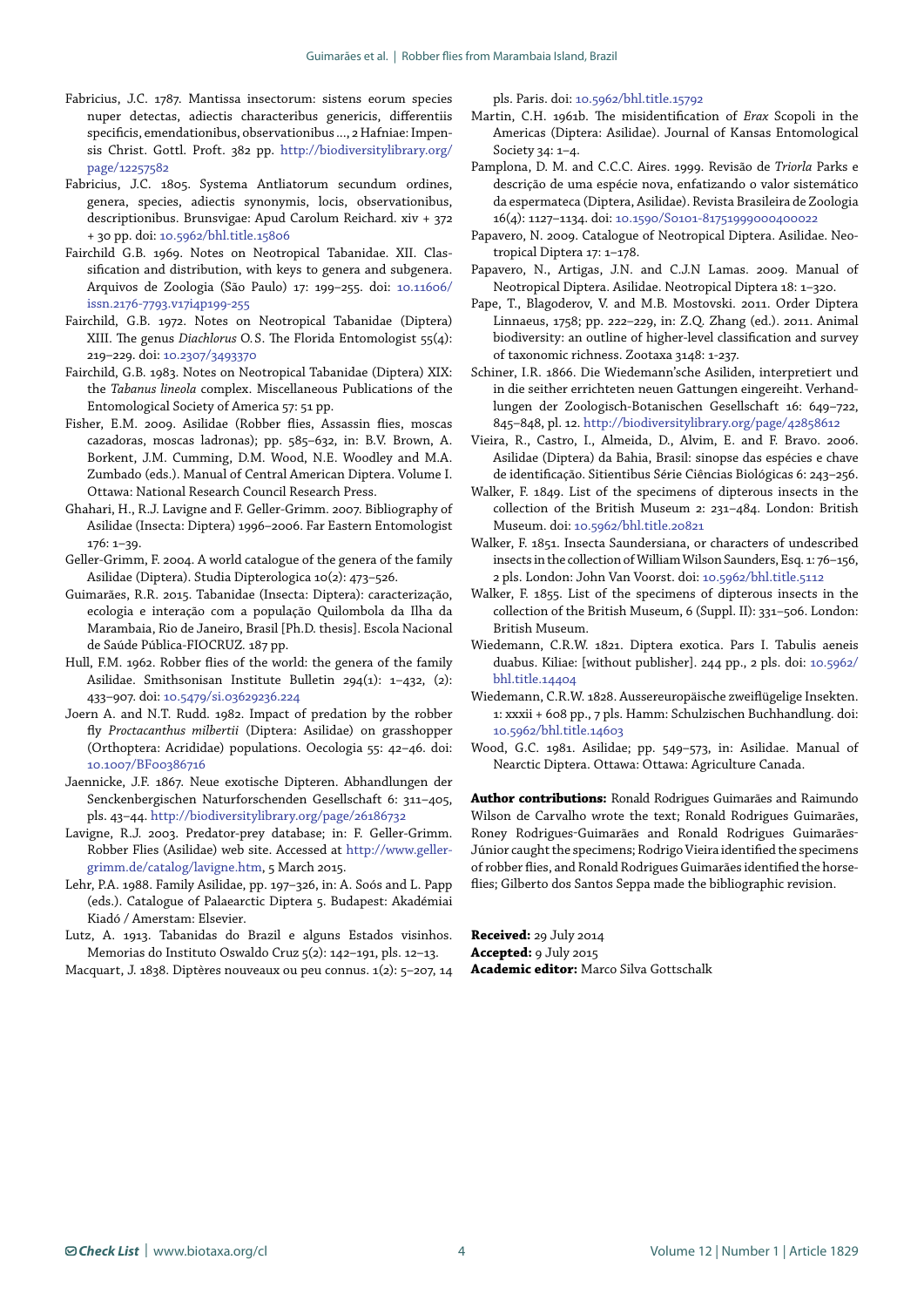Fabricius, J.C. 1787. Mantissa insectorum: sistens eorum species nuper detectas, adiectis characteribus genericis, differentiis specificis, emendationibus, observationibus …, 2 Hafniae: Impensis Christ. Gottl. Proft. 382 pp. http://biodiversitylibrary.org/page/12257582

Fabricius, J.C. 1805. Systema Antliatorum secundum ordines, genera, species, adiectis synonymis, locis, observationibus, descriptionibus. Brunsvigae: Apud Carolum Reichard. xiv + 372 + 30 pp. doi: 10.5962/bhl.title.15806

Fairchild G.B. 1969. Notes on Neotropical Tabanidae. XII. Classification and distribution, with keys to genera and subgenera. Arquivos de Zoologia (São Paulo) 17: 199–255. doi: 10.11606/issn.2176-7793.v17i4p199-255

Fairchild, G.B. 1972. Notes on Neotropical Tabanidae (Diptera) XIII. The genus *Diachlorus* O.S. The Florida Entomologist 55(4): 219–229. doi: 10.2307/3493370

Fairchild, G.B. 1983. Notes on Neotropical Tabanidae (Diptera) XIX: the *Tabanus lineola* complex. Miscellaneous Publications of the Entomological Society of America 57: 51 pp.

Fisher, E.M. 2009. Asilidae (Robber flies, Assassin flies, moscas cazadoras, moscas ladronas); pp. 585–632, in: B.V. Brown, A. Borkent, J.M. Cumming, D.M. Wood, N.E. Woodley and M.A. Zumbado (eds.). Manual of Central American Diptera. Volume I. Ottawa: National Research Council Research Press.

Ghahari, H., R.J. Lavigne and F. Geller-Grimm. 2007. Bibliography of Asilidae (Insecta: Diptera) 1996–2006. Far Eastern Entomologist 176: 1–39.

Geller-Grimm, F. 2004. A world catalogue of the genera of the family Asilidae (Diptera). Studia Dipterologica 10(2): 473–526.

Guimarães, R.R. 2015. Tabanidae (Insecta: Diptera): caracterização, ecologia e interação com a população Quilombola da Ilha da Marambaia, Rio de Janeiro, Brasil [Ph.D. thesis]. Escola Nacional de Saúde Pública-FIOCRUZ. 187 pp.

Hull, F.M. 1962. Robber flies of the world: the genera of the family Asilidae. Smithsonisan Institute Bulletin 294(1): 1–432, (2): 433–907. doi: 10.5479/si.03629236.224

Joern A. and N.T. Rudd. 1982. Impact of predation by the robber fly *Proctacanthus milbertii* (Diptera: Asilidae) on grasshopper (Orthoptera: Acrididae) populations. Oecologia 55: 42–46. doi: 10.1007/BF00386716

Jaennicke, J.F. 1867. Neue exotische Dipteren. Abhandlungen der Senckenbergischen Naturforschenden Gesellschaft 6: 311–405, pls. 43–44. http://biodiversitylibrary.org/page/26186732

Lavigne, R.J. 2003. Predator-prey database; in: F. Geller-Grimm. Robber Flies (Asilidae) web site. Accessed at http://www.geller-grimm.de/catalog/lavigne.htm, 5 March 2015.

Lehr, P.A. 1988. Family Asilidae, pp. 197–326, in: A. Soós and L. Papp (eds.). Catalogue of Palaearctic Diptera 5. Budapest: Akadémiai Kiadó / Amerstam: Elsevier.

Lutz, A. 1913. Tabanidas do Brazil e alguns Estados visinhos. Memorias do Instituto Oswaldo Cruz 5(2): 142–191, pls. 12–13.

Macquart, J. 1838. Diptères nouveaux ou peu connus. 1(2): 5–207, 14 pls. Paris. doi: 10.5962/bhl.title.15792

Martin, C.H. 1961b. The misidentification of *Erax* Scopoli in the Americas (Diptera: Asilidae). Journal of Kansas Entomological Society 34: 1–4.

Pamplona, D. M. and C.C.C. Aires. 1999. Revisão de *Triorla* Parks e descrição de uma espécie nova, enfatizando o valor sistemático da espermateca (Diptera, Asilidae). Revista Brasileira de Zoologia 16(4): 1127–1134. doi: 10.1590/S0101-81751999000400022

Papavero, N. 2009. Catalogue of Neotropical Diptera. Asilidae. Neotropical Diptera 17: 1–178.

Papavero, N., Artigas, J.N. and C.J.N Lamas. 2009. Manual of Neotropical Diptera. Asilidae. Neotropical Diptera 18: 1–320.

Pape, T., Blagoderov, V. and M.B. Mostovski. 2011. Order Diptera Linnaeus, 1758; pp. 222–229, in: Z.Q. Zhang (ed.). 2011. Animal biodiversity: an outline of higher-level classification and survey of taxonomic richness. Zootaxa 3148: 1-237.

Schiner, I.R. 1866. Die Wiedemann'sche Asiliden, interpretiert und in die seither errichteten neuen Gattungen eingereiht. Verhandlungen der Zoologisch-Botanischen Gesellschaft 16: 649–722, 845–848, pl. 12. http://biodiversitylibrary.org/page/42858612

Vieira, R., Castro, I., Almeida, D., Alvim, E. and F. Bravo. 2006. Asilidae (Diptera) da Bahia, Brasil: sinopse das espécies e chave de identificação. Sitientibus Série Ciências Biológicas 6: 243–256.

Walker, F. 1849. List of the specimens of dipterous insects in the collection of the British Museum 2: 231–484. London: British Museum. doi: 10.5962/bhl.title.20821

Walker, F. 1851. Insecta Saundersiana, or characters of undescribed insects in the collection of William Wilson Saunders, Esq. 1: 76–156, 2 pls. London: John Van Voorst. doi: 10.5962/bhl.title.5112

Walker, F. 1855. List of the specimens of dipterous insects in the collection of the British Museum, 6 (Suppl. II): 331–506. London: British Museum.

Wiedemann, C.R.W. 1821. Diptera exotica. Pars I. Tabulis aeneis duabus. Kiliae: [without publisher]. 244 pp., 2 pls. doi: 10.5962/bhl.title.14404

Wiedemann, C.R.W. 1828. Aussereuropäische zweiflügelige Insekten. 1: xxxii + 608 pp., 7 pls. Hamm: Schulzischen Buchhandlung. doi: 10.5962/bhl.title.14603

Wood, G.C. 1981. Asilidae; pp. 549–573, in: Asilidae. Manual of Nearctic Diptera. Ottawa: Ottawa: Agriculture Canada.

**Author contributions:** Ronald Rodrigues Guimarães and Raimundo Wilson de Carvalho wrote the text; Ronald Rodrigues Guimarães, Roney Rodrigues-Guimarães and Ronald Rodrigues Guimarães-Júnior caught the specimens; Rodrigo Vieira identified the specimens of robber flies, and Ronald Rodrigues Guimarães identified the horseflies; Gilberto dos Santos Seppa made the bibliographic revision.

**Received:** 29 July 2014
**Accepted:** 9 July 2015
**Academic editor:** Marco Silva Gottschalk